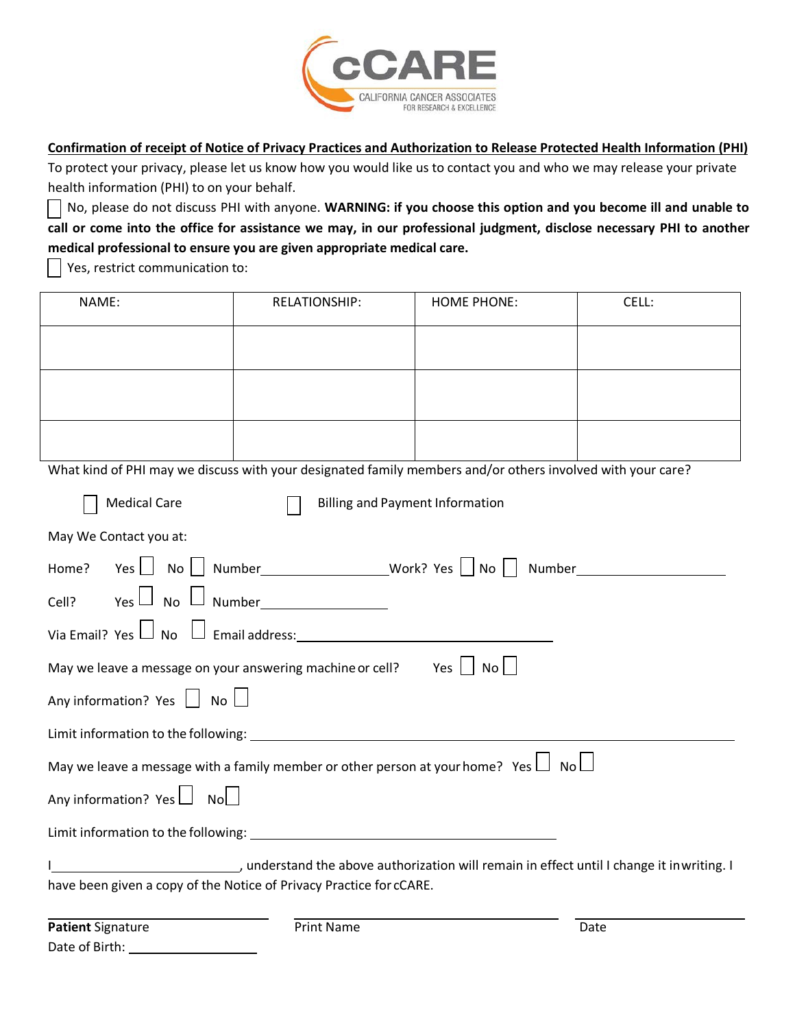cCARE CALIFORNIA CANCER ASSOCIATES FOR RESEARCH & EXCELLENCE

**Confirmation of receipt of Notice of Privacy Practices and Authorization to Release Protected Health Information (PHI)**

To protect your privacy, please let us know how you would like us to contact you and who we may release your private health information (PHI) to on your behalf.

☐ No, please do not discuss PHI with anyone. **WARNING: if you choose this option and you become ill and unable to call or come into the office for assistance we may, in our professional judgment, disclose necessary PHI to another medical professional to ensure you are given appropriate medical care.**

☐ Yes, restrict communication to:

| NAME: | RELATIONSHIP: | HOME PHONE: | CELL: |
|---|---|---|---|
| | | | |
| | | | |
| | | | |

What kind of PHI may we discuss with your designated family members and/or others involved with your care?

☐ Medical Care ☐ Billing and Payment Information

May We Contact you at:

Home? Yes ☐ No ☐ Number__________________ Work? Yes ☐ No ☐ Number__________________

Cell? Yes ☐ No ☐ Number__________________

Via Email? Yes ☐ No ☐ Email address:______________________________

May we leave a message on your answering machine or cell? Yes ☐ No ☐

Any information? Yes ☐ No ☐

Limit information to the following: ______________________________________________

May we leave a message with a family member or other person at your home? Yes ☐ No ☐

Any information? Yes ☐ No ☐

Limit information to the following: ______________________________________________

I__________________________, understand the above authorization will remain in effect until I change it in writing. I have been given a copy of the Notice of Privacy Practice for cCARE.

| **Patient** Signature | Print Name | Date |
|---|---|---|

Date of Birth: __________________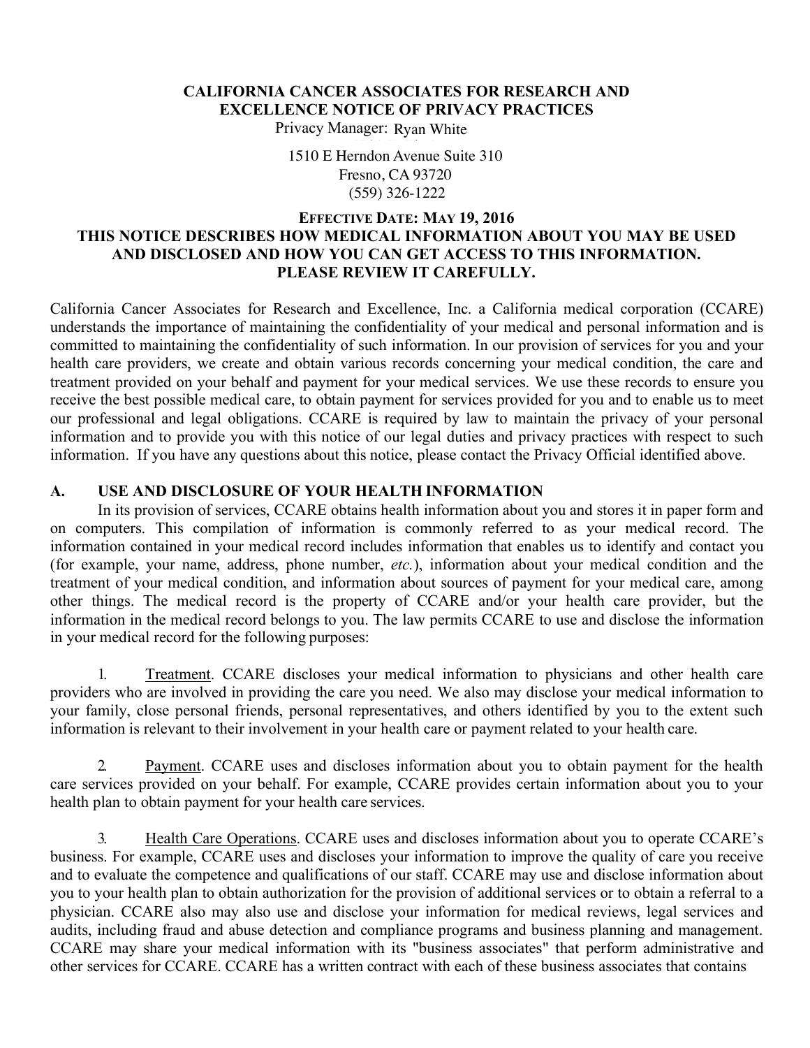**CALIFORNIA CANCER ASSOCIATES FOR RESEARCH AND EXCELLENCE NOTICE OF PRIVACY PRACTICES**

Privacy Manager: Ryan White

1510 E Herndon Avenue Suite 310
Fresno, CA 93720
(559) 326-1222

**EFFECTIVE DATE: MAY 19, 2016**

**THIS NOTICE DESCRIBES HOW MEDICAL INFORMATION ABOUT YOU MAY BE USED AND DISCLOSED AND HOW YOU CAN GET ACCESS TO THIS INFORMATION. PLEASE REVIEW IT CAREFULLY.**

California Cancer Associates for Research and Excellence, Inc. a California medical corporation (CCARE) understands the importance of maintaining the confidentiality of your medical and personal information and is committed to maintaining the confidentiality of such information. In our provision of services for you and your health care providers, we create and obtain various records concerning your medical condition, the care and treatment provided on your behalf and payment for your medical services. We use these records to ensure you receive the best possible medical care, to obtain payment for services provided for you and to enable us to meet our professional and legal obligations. CCARE is required by law to maintain the privacy of your personal information and to provide you with this notice of our legal duties and privacy practices with respect to such information. If you have any questions about this notice, please contact the Privacy Official identified above.

## A. USE AND DISCLOSURE OF YOUR HEALTH INFORMATION

In its provision of services, CCARE obtains health information about you and stores it in paper form and on computers. This compilation of information is commonly referred to as your medical record. The information contained in your medical record includes information that enables us to identify and contact you (for example, your name, address, phone number, *etc.*), information about your medical condition and the treatment of your medical condition, and information about sources of payment for your medical care, among other things. The medical record is the property of CCARE and/or your health care provider, but the information in the medical record belongs to you. The law permits CCARE to use and disclose the information in your medical record for the following purposes:

1. Treatment. CCARE discloses your medical information to physicians and other health care providers who are involved in providing the care you need. We also may disclose your medical information to your family, close personal friends, personal representatives, and others identified by you to the extent such information is relevant to their involvement in your health care or payment related to your health care.

2. Payment. CCARE uses and discloses information about you to obtain payment for the health care services provided on your behalf. For example, CCARE provides certain information about you to your health plan to obtain payment for your health care services.

3. Health Care Operations. CCARE uses and discloses information about you to operate CCARE's business. For example, CCARE uses and discloses your information to improve the quality of care you receive and to evaluate the competence and qualifications of our staff. CCARE may use and disclose information about you to your health plan to obtain authorization for the provision of additional services or to obtain a referral to a physician. CCARE also may also use and disclose your information for medical reviews, legal services and audits, including fraud and abuse detection and compliance programs and business planning and management. CCARE may share your medical information with its "business associates" that perform administrative and other services for CCARE. CCARE has a written contract with each of these business associates that contains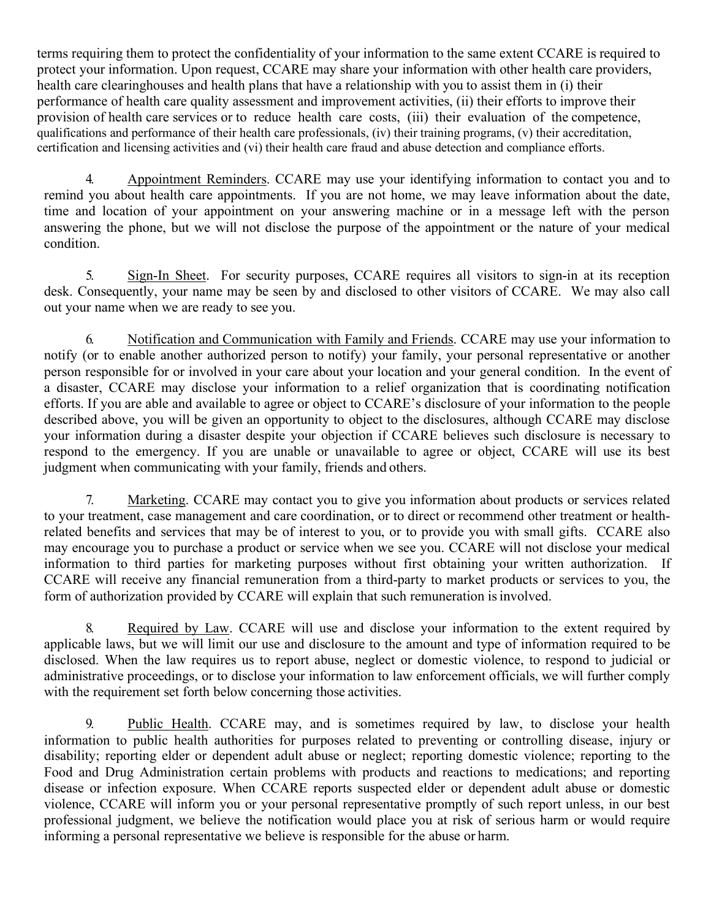terms requiring them to protect the confidentiality of your information to the same extent CCARE is required to protect your information. Upon request, CCARE may share your information with other health care providers, health care clearinghouses and health plans that have a relationship with you to assist them in (i) their performance of health care quality assessment and improvement activities, (ii) their efforts to improve their provision of health care services or to reduce health care costs, (iii) their evaluation of the competence, qualifications and performance of their health care professionals, (iv) their training programs, (v) their accreditation, certification and licensing activities and (vi) their health care fraud and abuse detection and compliance efforts.

4. Appointment Reminders. CCARE may use your identifying information to contact you and to remind you about health care appointments. If you are not home, we may leave information about the date, time and location of your appointment on your answering machine or in a message left with the person answering the phone, but we will not disclose the purpose of the appointment or the nature of your medical condition.

5. Sign-In Sheet. For security purposes, CCARE requires all visitors to sign-in at its reception desk. Consequently, your name may be seen by and disclosed to other visitors of CCARE. We may also call out your name when we are ready to see you.

6. Notification and Communication with Family and Friends. CCARE may use your information to notify (or to enable another authorized person to notify) your family, your personal representative or another person responsible for or involved in your care about your location and your general condition. In the event of a disaster, CCARE may disclose your information to a relief organization that is coordinating notification efforts. If you are able and available to agree or object to CCARE's disclosure of your information to the people described above, you will be given an opportunity to object to the disclosures, although CCARE may disclose your information during a disaster despite your objection if CCARE believes such disclosure is necessary to respond to the emergency. If you are unable or unavailable to agree or object, CCARE will use its best judgment when communicating with your family, friends and others.

7. Marketing. CCARE may contact you to give you information about products or services related to your treatment, case management and care coordination, or to direct or recommend other treatment or health-related benefits and services that may be of interest to you, or to provide you with small gifts. CCARE also may encourage you to purchase a product or service when we see you. CCARE will not disclose your medical information to third parties for marketing purposes without first obtaining your written authorization. If CCARE will receive any financial remuneration from a third-party to market products or services to you, the form of authorization provided by CCARE will explain that such remuneration is involved.

8. Required by Law. CCARE will use and disclose your information to the extent required by applicable laws, but we will limit our use and disclosure to the amount and type of information required to be disclosed. When the law requires us to report abuse, neglect or domestic violence, to respond to judicial or administrative proceedings, or to disclose your information to law enforcement officials, we will further comply with the requirement set forth below concerning those activities.

9. Public Health. CCARE may, and is sometimes required by law, to disclose your health information to public health authorities for purposes related to preventing or controlling disease, injury or disability; reporting elder or dependent adult abuse or neglect; reporting domestic violence; reporting to the Food and Drug Administration certain problems with products and reactions to medications; and reporting disease or infection exposure. When CCARE reports suspected elder or dependent adult abuse or domestic violence, CCARE will inform you or your personal representative promptly of such report unless, in our best professional judgment, we believe the notification would place you at risk of serious harm or would require informing a personal representative we believe is responsible for the abuse or harm.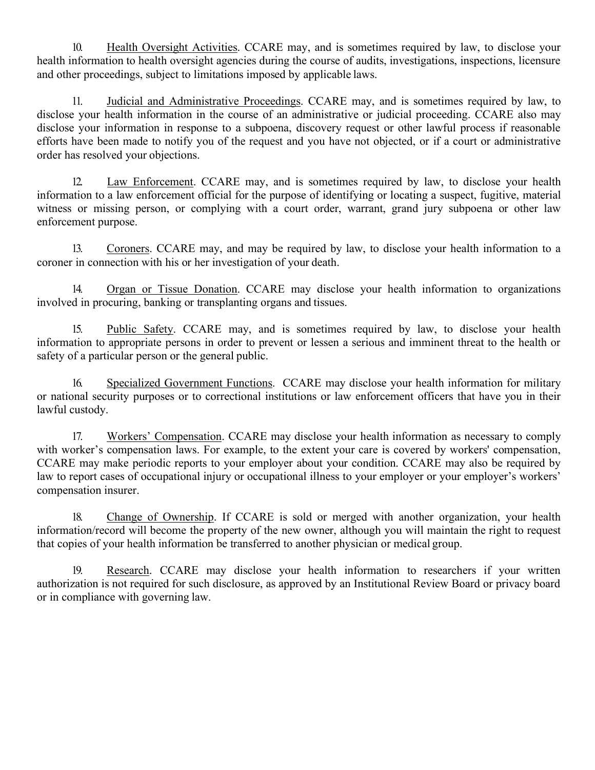10. <u>Health Oversight Activities</u>. CCARE may, and is sometimes required by law, to disclose your health information to health oversight agencies during the course of audits, investigations, inspections, licensure and other proceedings, subject to limitations imposed by applicable laws.

11. <u>Judicial and Administrative Proceedings</u>. CCARE may, and is sometimes required by law, to disclose your health information in the course of an administrative or judicial proceeding. CCARE also may disclose your information in response to a subpoena, discovery request or other lawful process if reasonable efforts have been made to notify you of the request and you have not objected, or if a court or administrative order has resolved your objections.

12. <u>Law Enforcement</u>. CCARE may, and is sometimes required by law, to disclose your health information to a law enforcement official for the purpose of identifying or locating a suspect, fugitive, material witness or missing person, or complying with a court order, warrant, grand jury subpoena or other law enforcement purpose.

13. <u>Coroners</u>. CCARE may, and may be required by law, to disclose your health information to a coroner in connection with his or her investigation of your death.

14. <u>Organ or Tissue Donation</u>. CCARE may disclose your health information to organizations involved in procuring, banking or transplanting organs and tissues.

15. <u>Public Safety</u>. CCARE may, and is sometimes required by law, to disclose your health information to appropriate persons in order to prevent or lessen a serious and imminent threat to the health or safety of a particular person or the general public.

16. <u>Specialized Government Functions</u>. CCARE may disclose your health information for military or national security purposes or to correctional institutions or law enforcement officers that have you in their lawful custody.

17. <u>Workers' Compensation</u>. CCARE may disclose your health information as necessary to comply with worker's compensation laws. For example, to the extent your care is covered by workers' compensation, CCARE may make periodic reports to your employer about your condition. CCARE may also be required by law to report cases of occupational injury or occupational illness to your employer or your employer's workers' compensation insurer.

18. <u>Change of Ownership</u>. If CCARE is sold or merged with another organization, your health information/record will become the property of the new owner, although you will maintain the right to request that copies of your health information be transferred to another physician or medical group.

19. <u>Research</u>. CCARE may disclose your health information to researchers if your written authorization is not required for such disclosure, as approved by an Institutional Review Board or privacy board or in compliance with governing law.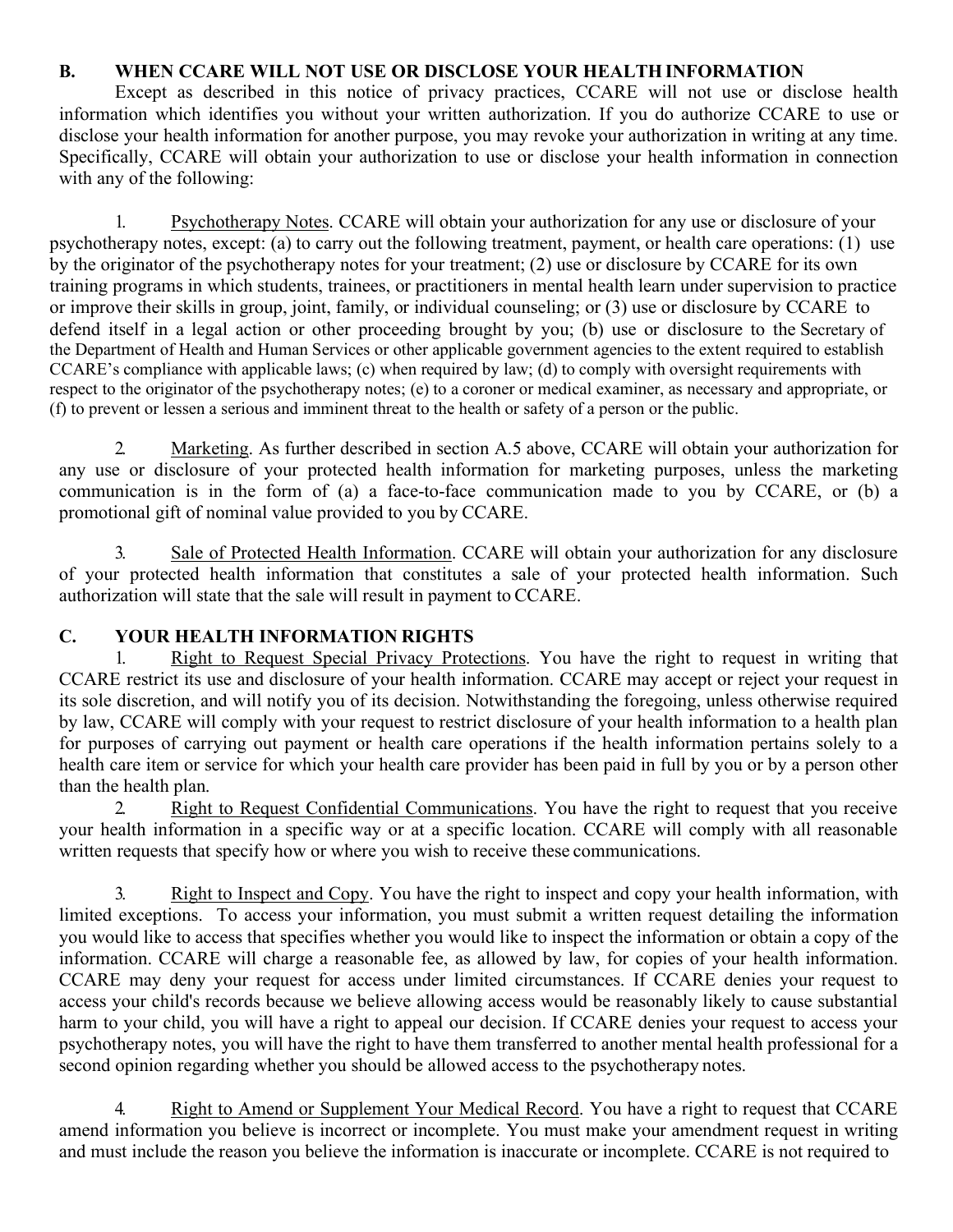## B. WHEN CCARE WILL NOT USE OR DISCLOSE YOUR HEALTH INFORMATION

Except as described in this notice of privacy practices, CCARE will not use or disclose health information which identifies you without your written authorization. If you do authorize CCARE to use or disclose your health information for another purpose, you may revoke your authorization in writing at any time. Specifically, CCARE will obtain your authorization to use or disclose your health information in connection with any of the following:

1. Psychotherapy Notes. CCARE will obtain your authorization for any use or disclosure of your psychotherapy notes, except: (a) to carry out the following treatment, payment, or health care operations: (1) use by the originator of the psychotherapy notes for your treatment; (2) use or disclosure by CCARE for its own training programs in which students, trainees, or practitioners in mental health learn under supervision to practice or improve their skills in group, joint, family, or individual counseling; or (3) use or disclosure by CCARE to defend itself in a legal action or other proceeding brought by you; (b) use or disclosure to the Secretary of the Department of Health and Human Services or other applicable government agencies to the extent required to establish CCARE's compliance with applicable laws; (c) when required by law; (d) to comply with oversight requirements with respect to the originator of the psychotherapy notes; (e) to a coroner or medical examiner, as necessary and appropriate, or (f) to prevent or lessen a serious and imminent threat to the health or safety of a person or the public.

2. Marketing. As further described in section A.5 above, CCARE will obtain your authorization for any use or disclosure of your protected health information for marketing purposes, unless the marketing communication is in the form of (a) a face-to-face communication made to you by CCARE, or (b) a promotional gift of nominal value provided to you by CCARE.

3. Sale of Protected Health Information. CCARE will obtain your authorization for any disclosure of your protected health information that constitutes a sale of your protected health information. Such authorization will state that the sale will result in payment to CCARE.

## C. YOUR HEALTH INFORMATION RIGHTS

1. Right to Request Special Privacy Protections. You have the right to request in writing that CCARE restrict its use and disclosure of your health information. CCARE may accept or reject your request in its sole discretion, and will notify you of its decision. Notwithstanding the foregoing, unless otherwise required by law, CCARE will comply with your request to restrict disclosure of your health information to a health plan for purposes of carrying out payment or health care operations if the health information pertains solely to a health care item or service for which your health care provider has been paid in full by you or by a person other than the health plan.

2. Right to Request Confidential Communications. You have the right to request that you receive your health information in a specific way or at a specific location. CCARE will comply with all reasonable written requests that specify how or where you wish to receive these communications.

3. Right to Inspect and Copy. You have the right to inspect and copy your health information, with limited exceptions. To access your information, you must submit a written request detailing the information you would like to access that specifies whether you would like to inspect the information or obtain a copy of the information. CCARE will charge a reasonable fee, as allowed by law, for copies of your health information. CCARE may deny your request for access under limited circumstances. If CCARE denies your request to access your child's records because we believe allowing access would be reasonably likely to cause substantial harm to your child, you will have a right to appeal our decision. If CCARE denies your request to access your psychotherapy notes, you will have the right to have them transferred to another mental health professional for a second opinion regarding whether you should be allowed access to the psychotherapy notes.

4. Right to Amend or Supplement Your Medical Record. You have a right to request that CCARE amend information you believe is incorrect or incomplete. You must make your amendment request in writing and must include the reason you believe the information is inaccurate or incomplete. CCARE is not required to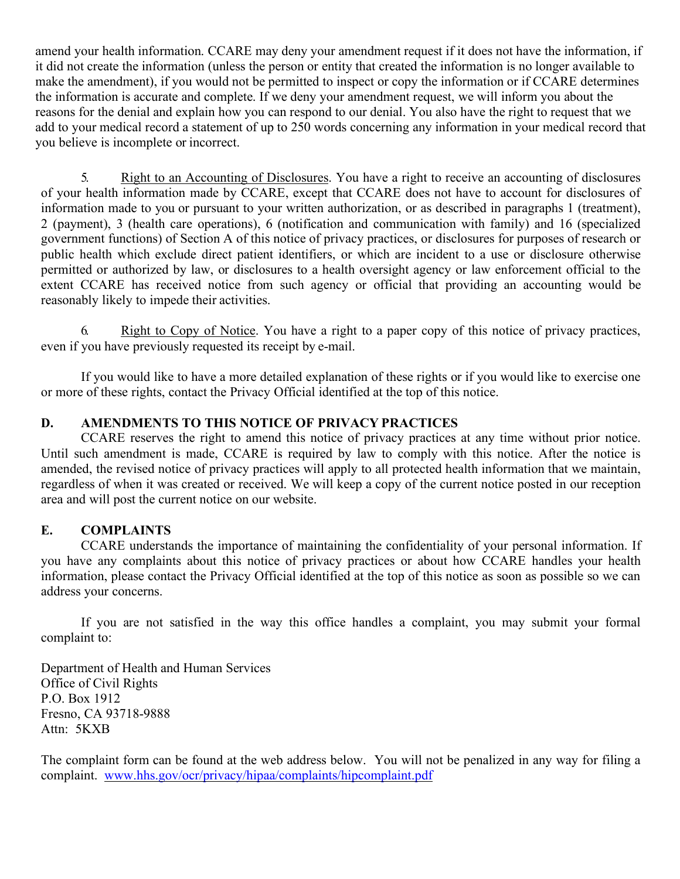amend your health information. CCARE may deny your amendment request if it does not have the information, if it did not create the information (unless the person or entity that created the information is no longer available to make the amendment), if you would not be permitted to inspect or copy the information or if CCARE determines the information is accurate and complete. If we deny your amendment request, we will inform you about the reasons for the denial and explain how you can respond to our denial. You also have the right to request that we add to your medical record a statement of up to 250 words concerning any information in your medical record that you believe is incomplete or incorrect.

5. Right to an Accounting of Disclosures. You have a right to receive an accounting of disclosures of your health information made by CCARE, except that CCARE does not have to account for disclosures of information made to you or pursuant to your written authorization, or as described in paragraphs 1 (treatment), 2 (payment), 3 (health care operations), 6 (notification and communication with family) and 16 (specialized government functions) of Section A of this notice of privacy practices, or disclosures for purposes of research or public health which exclude direct patient identifiers, or which are incident to a use or disclosure otherwise permitted or authorized by law, or disclosures to a health oversight agency or law enforcement official to the extent CCARE has received notice from such agency or official that providing an accounting would be reasonably likely to impede their activities.

6. Right to Copy of Notice. You have a right to a paper copy of this notice of privacy practices, even if you have previously requested its receipt by e-mail.

If you would like to have a more detailed explanation of these rights or if you would like to exercise one or more of these rights, contact the Privacy Official identified at the top of this notice.

## D. AMENDMENTS TO THIS NOTICE OF PRIVACY PRACTICES

CCARE reserves the right to amend this notice of privacy practices at any time without prior notice. Until such amendment is made, CCARE is required by law to comply with this notice. After the notice is amended, the revised notice of privacy practices will apply to all protected health information that we maintain, regardless of when it was created or received. We will keep a copy of the current notice posted in our reception area and will post the current notice on our website.

## E. COMPLAINTS

CCARE understands the importance of maintaining the confidentiality of your personal information. If you have any complaints about this notice of privacy practices or about how CCARE handles your health information, please contact the Privacy Official identified at the top of this notice as soon as possible so we can address your concerns.

If you are not satisfied in the way this office handles a complaint, you may submit your formal complaint to:

Department of Health and Human Services
Office of Civil Rights
P.O. Box 1912
Fresno, CA 93718-9888
Attn: 5KXB

The complaint form can be found at the web address below. You will not be penalized in any way for filing a complaint. www.hhs.gov/ocr/privacy/hipaa/complaints/hipcomplaint.pdf